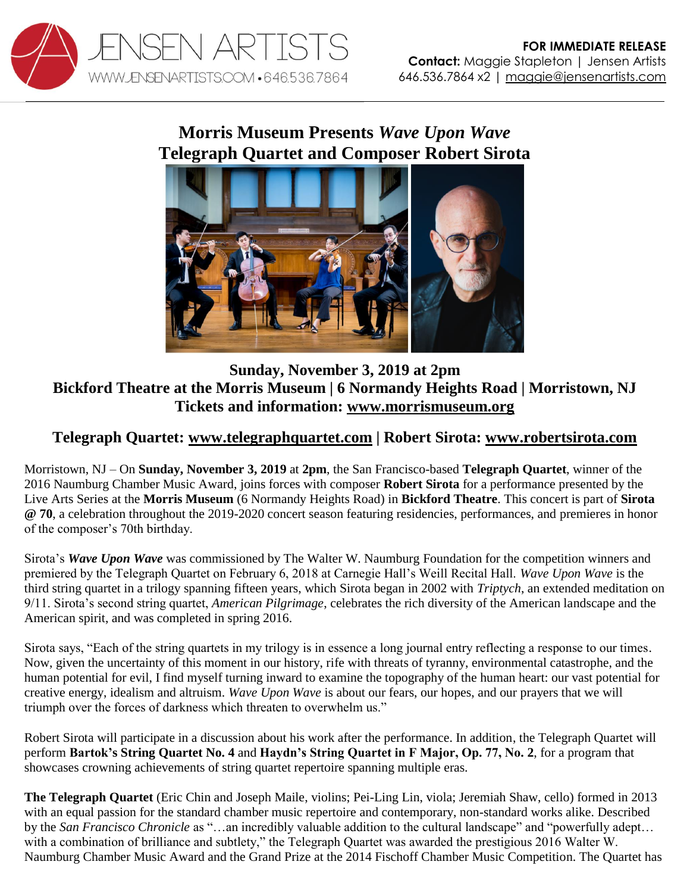**FOR IMMEDIATE RELEASE**
**Contact:** Maggie Stapleton | Jensen Artists
646.536.7864 x2 | maggie@jensenartists.com

# Morris Museum Presents *Wave Upon Wave*
# Telegraph Quartet and Composer Robert Sirota

**Sunday, November 3, 2019 at 2pm**
**Bickford Theatre at the Morris Museum | 6 Normandy Heights Road | Morristown, NJ**
**Tickets and information: www.morrismuseum.org**

**Telegraph Quartet: www.telegraphquartet.com | Robert Sirota: www.robertsirota.com**

Morristown, NJ – On **Sunday, November 3, 2019** at **2pm**, the San Francisco-based **Telegraph Quartet**, winner of the 2016 Naumburg Chamber Music Award, joins forces with composer **Robert Sirota** for a performance presented by the Live Arts Series at the **Morris Museum** (6 Normandy Heights Road) in **Bickford Theatre**. This concert is part of **Sirota @ 70**, a celebration throughout the 2019-2020 concert season featuring residencies, performances, and premieres in honor of the composer's 70th birthday.

Sirota's ***Wave Upon Wave*** was commissioned by The Walter W. Naumburg Foundation for the competition winners and premiered by the Telegraph Quartet on February 6, 2018 at Carnegie Hall's Weill Recital Hall. *Wave Upon Wave* is the third string quartet in a trilogy spanning fifteen years, which Sirota began in 2002 with *Triptych*, an extended meditation on 9/11. Sirota's second string quartet, *American Pilgrimage*, celebrates the rich diversity of the American landscape and the American spirit, and was completed in spring 2016.

Sirota says, "Each of the string quartets in my trilogy is in essence a long journal entry reflecting a response to our times. Now, given the uncertainty of this moment in our history, rife with threats of tyranny, environmental catastrophe, and the human potential for evil, I find myself turning inward to examine the topography of the human heart: our vast potential for creative energy, idealism and altruism. *Wave Upon Wave* is about our fears, our hopes, and our prayers that we will triumph over the forces of darkness which threaten to overwhelm us."

Robert Sirota will participate in a discussion about his work after the performance. In addition, the Telegraph Quartet will perform **Bartok's String Quartet No. 4** and **Haydn's String Quartet in F Major, Op. 77, No. 2**, for a program that showcases crowning achievements of string quartet repertoire spanning multiple eras.

**The Telegraph Quartet** (Eric Chin and Joseph Maile, violins; Pei-Ling Lin, viola; Jeremiah Shaw, cello) formed in 2013 with an equal passion for the standard chamber music repertoire and contemporary, non-standard works alike. Described by the *San Francisco Chronicle* as "…an incredibly valuable addition to the cultural landscape" and "powerfully adept… with a combination of brilliance and subtlety," the Telegraph Quartet was awarded the prestigious 2016 Walter W. Naumburg Chamber Music Award and the Grand Prize at the 2014 Fischoff Chamber Music Competition. The Quartet has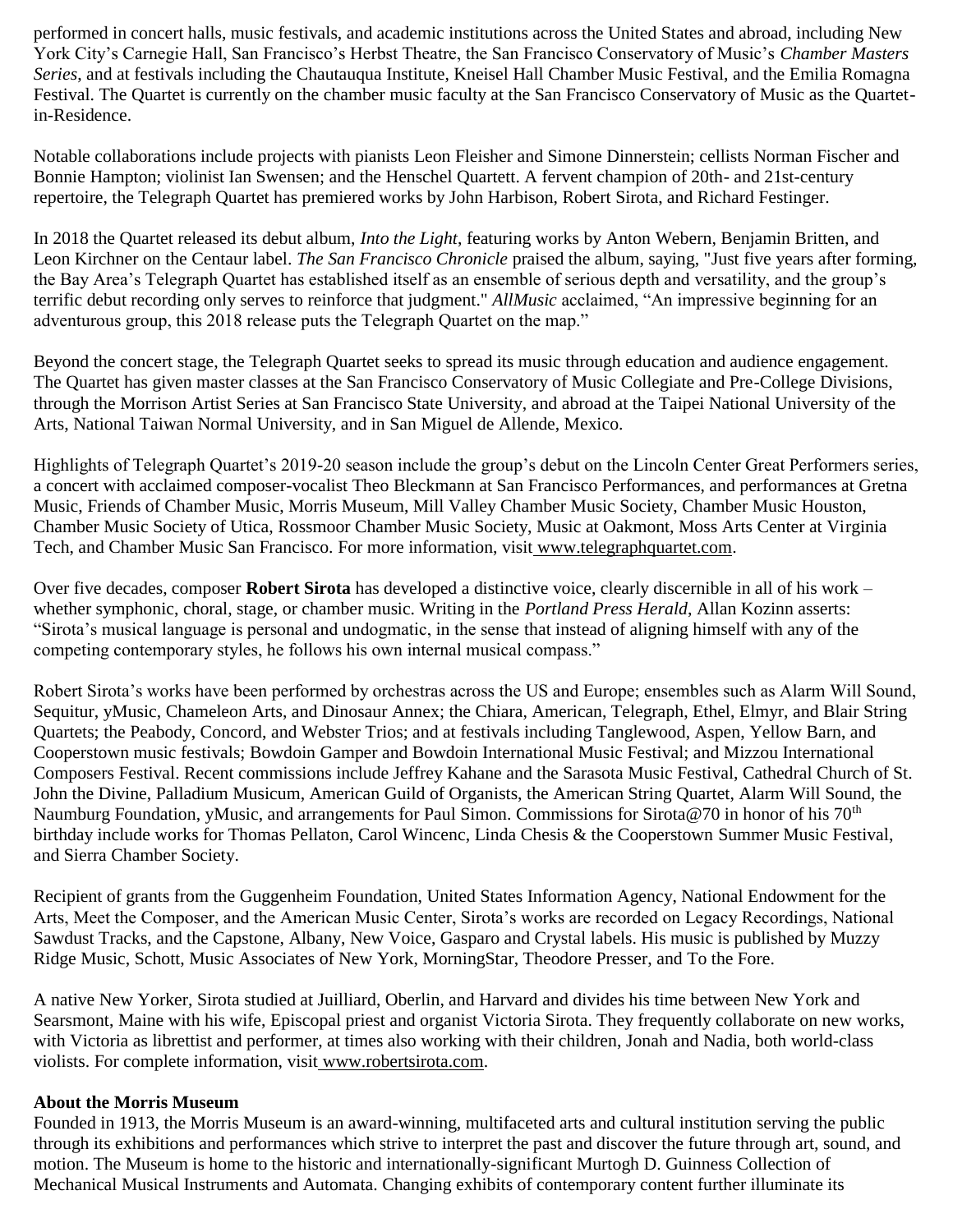performed in concert halls, music festivals, and academic institutions across the United States and abroad, including New York City's Carnegie Hall, San Francisco's Herbst Theatre, the San Francisco Conservatory of Music's *Chamber Masters Series*, and at festivals including the Chautauqua Institute, Kneisel Hall Chamber Music Festival, and the Emilia Romagna Festival. The Quartet is currently on the chamber music faculty at the San Francisco Conservatory of Music as the Quartet-in-Residence.

Notable collaborations include projects with pianists Leon Fleisher and Simone Dinnerstein; cellists Norman Fischer and Bonnie Hampton; violinist Ian Swensen; and the Henschel Quartett. A fervent champion of 20th- and 21st-century repertoire, the Telegraph Quartet has premiered works by John Harbison, Robert Sirota, and Richard Festinger.

In 2018 the Quartet released its debut album, *Into the Light*, featuring works by Anton Webern, Benjamin Britten, and Leon Kirchner on the Centaur label. *The San Francisco Chronicle* praised the album, saying, "Just five years after forming, the Bay Area's Telegraph Quartet has established itself as an ensemble of serious depth and versatility, and the group's terrific debut recording only serves to reinforce that judgment." *AllMusic* acclaimed, "An impressive beginning for an adventurous group, this 2018 release puts the Telegraph Quartet on the map."

Beyond the concert stage, the Telegraph Quartet seeks to spread its music through education and audience engagement. The Quartet has given master classes at the San Francisco Conservatory of Music Collegiate and Pre-College Divisions, through the Morrison Artist Series at San Francisco State University, and abroad at the Taipei National University of the Arts, National Taiwan Normal University, and in San Miguel de Allende, Mexico.

Highlights of Telegraph Quartet's 2019-20 season include the group's debut on the Lincoln Center Great Performers series, a concert with acclaimed composer-vocalist Theo Bleckmann at San Francisco Performances, and performances at Gretna Music, Friends of Chamber Music, Morris Museum, Mill Valley Chamber Music Society, Chamber Music Houston, Chamber Music Society of Utica, Rossmoor Chamber Music Society, Music at Oakmont, Moss Arts Center at Virginia Tech, and Chamber Music San Francisco. For more information, visit www.telegraphquartet.com.

Over five decades, composer **Robert Sirota** has developed a distinctive voice, clearly discernible in all of his work – whether symphonic, choral, stage, or chamber music. Writing in the *Portland Press Herald*, Allan Kozinn asserts: "Sirota's musical language is personal and undogmatic, in the sense that instead of aligning himself with any of the competing contemporary styles, he follows his own internal musical compass."

Robert Sirota's works have been performed by orchestras across the US and Europe; ensembles such as Alarm Will Sound, Sequitur, yMusic, Chameleon Arts, and Dinosaur Annex; the Chiara, American, Telegraph, Ethel, Elmyr, and Blair String Quartets; the Peabody, Concord, and Webster Trios; and at festivals including Tanglewood, Aspen, Yellow Barn, and Cooperstown music festivals; Bowdoin Gamper and Bowdoin International Music Festival; and Mizzou International Composers Festival. Recent commissions include Jeffrey Kahane and the Sarasota Music Festival, Cathedral Church of St. John the Divine, Palladium Musicum, American Guild of Organists, the American String Quartet, Alarm Will Sound, the Naumburg Foundation, yMusic, and arrangements for Paul Simon. Commissions for Sirota@70 in honor of his 70th birthday include works for Thomas Pellaton, Carol Wincenc, Linda Chesis & the Cooperstown Summer Music Festival, and Sierra Chamber Society.

Recipient of grants from the Guggenheim Foundation, United States Information Agency, National Endowment for the Arts, Meet the Composer, and the American Music Center, Sirota's works are recorded on Legacy Recordings, National Sawdust Tracks, and the Capstone, Albany, New Voice, Gasparo and Crystal labels. His music is published by Muzzy Ridge Music, Schott, Music Associates of New York, MorningStar, Theodore Presser, and To the Fore.

A native New Yorker, Sirota studied at Juilliard, Oberlin, and Harvard and divides his time between New York and Searsmont, Maine with his wife, Episcopal priest and organist Victoria Sirota. They frequently collaborate on new works, with Victoria as librettist and performer, at times also working with their children, Jonah and Nadia, both world-class violists. For complete information, visit www.robertsirota.com.

**About the Morris Museum**
Founded in 1913, the Morris Museum is an award-winning, multifaceted arts and cultural institution serving the public through its exhibitions and performances which strive to interpret the past and discover the future through art, sound, and motion. The Museum is home to the historic and internationally-significant Murtogh D. Guinness Collection of Mechanical Musical Instruments and Automata. Changing exhibits of contemporary content further illuminate its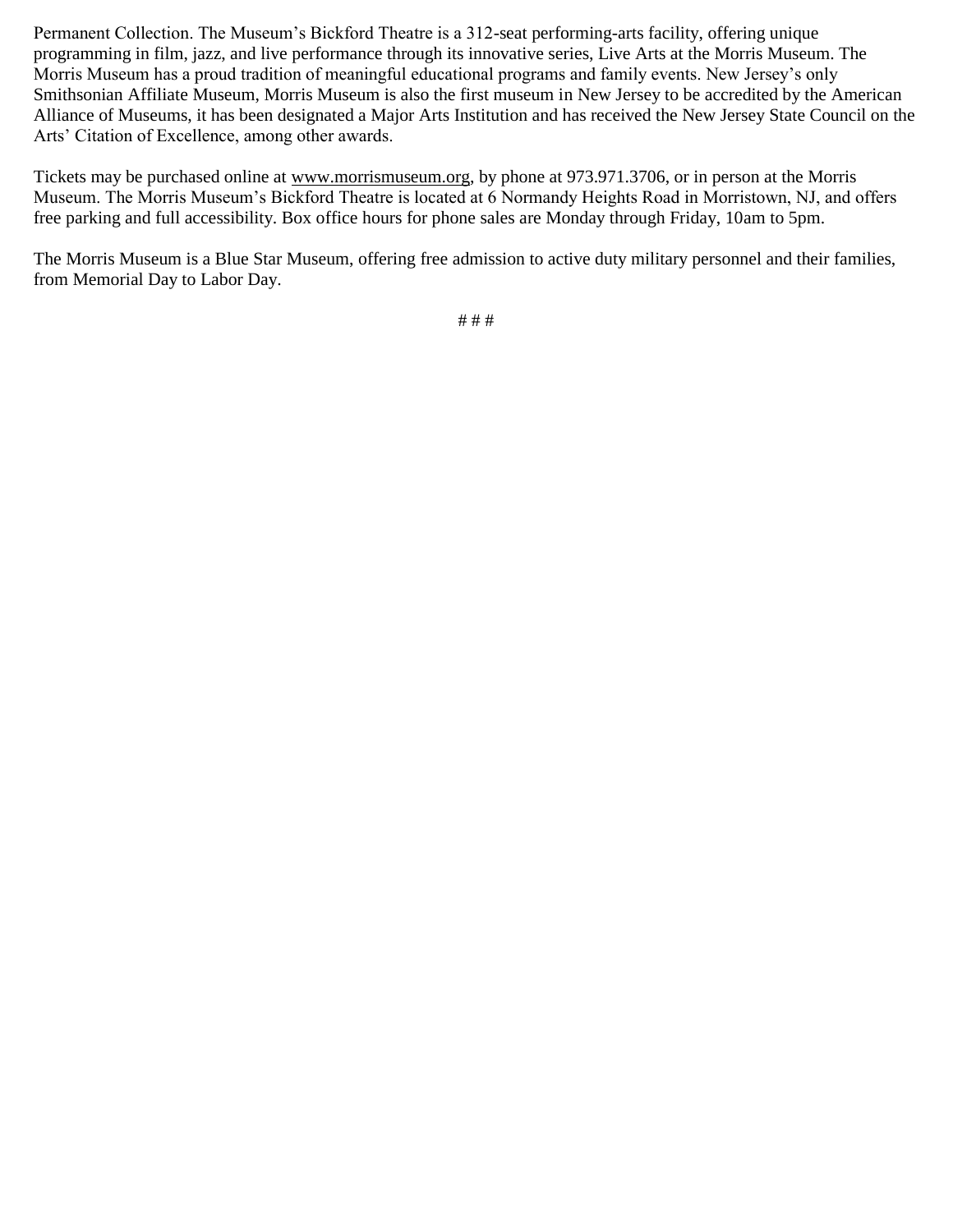Permanent Collection. The Museum's Bickford Theatre is a 312-seat performing-arts facility, offering unique programming in film, jazz, and live performance through its innovative series, Live Arts at the Morris Museum. The Morris Museum has a proud tradition of meaningful educational programs and family events. New Jersey's only Smithsonian Affiliate Museum, Morris Museum is also the first museum in New Jersey to be accredited by the American Alliance of Museums, it has been designated a Major Arts Institution and has received the New Jersey State Council on the Arts' Citation of Excellence, among other awards.

Tickets may be purchased online at www.morrismuseum.org, by phone at 973.971.3706, or in person at the Morris Museum. The Morris Museum's Bickford Theatre is located at 6 Normandy Heights Road in Morristown, NJ, and offers free parking and full accessibility. Box office hours for phone sales are Monday through Friday, 10am to 5pm.

The Morris Museum is a Blue Star Museum, offering free admission to active duty military personnel and their families, from Memorial Day to Labor Day.

# # #